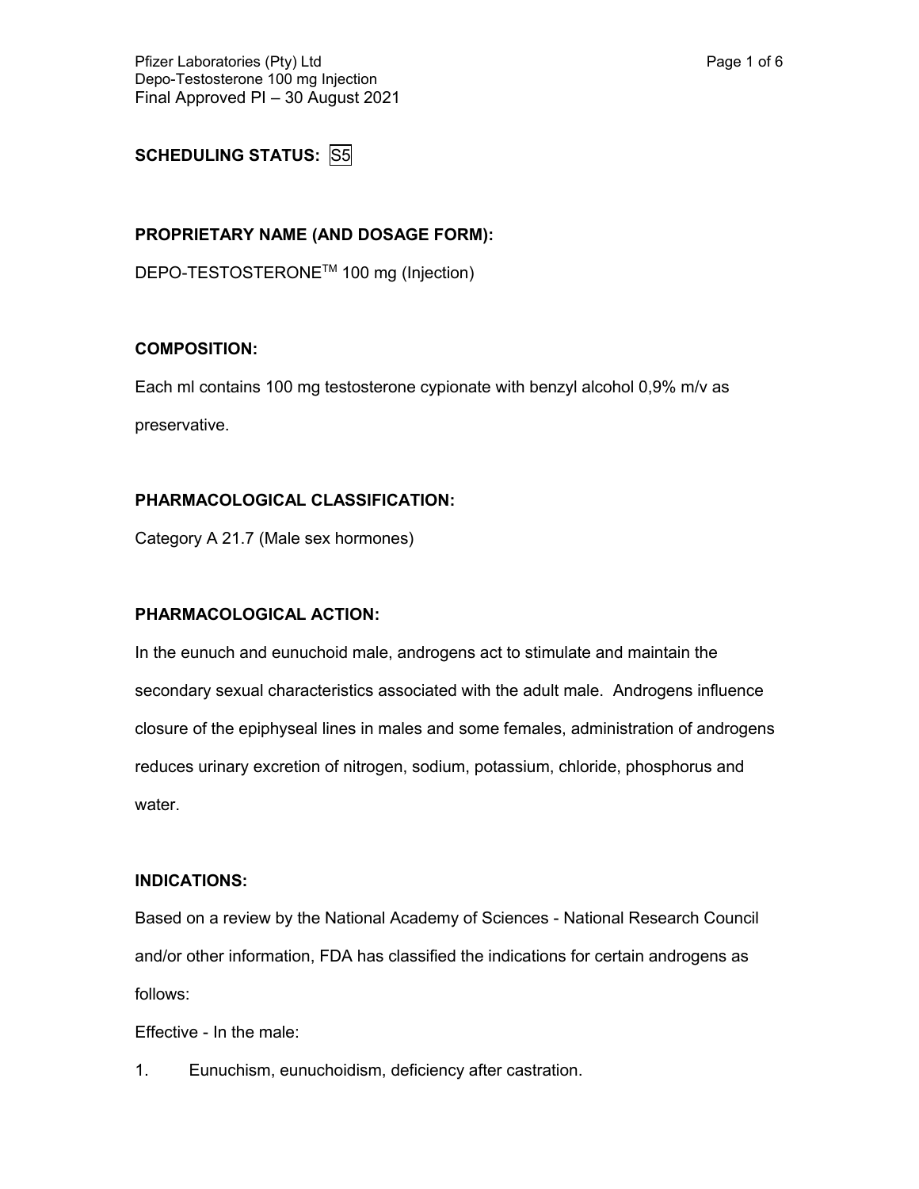**SCHEDULING STATUS:** S5

**PROPRIETARY NAME (AND DOSAGE FORM):**

DEPO-TESTOSTERONE™ 100 mg (Injection)

**COMPOSITION:**

Each ml contains 100 mg testosterone cypionate with benzyl alcohol 0,9% m/v as preservative.

**PHARMACOLOGICAL CLASSIFICATION:**

Category A 21.7 (Male sex hormones)

**PHARMACOLOGICAL ACTION:**

In the eunuch and eunuchoid male, androgens act to stimulate and maintain the secondary sexual characteristics associated with the adult male. Androgens influence closure of the epiphyseal lines in males and some females, administration of androgens reduces urinary excretion of nitrogen, sodium, potassium, chloride, phosphorus and water.

**INDICATIONS:**

Based on a review by the National Academy of Sciences - National Research Council and/or other information, FDA has classified the indications for certain androgens as follows:

Effective - In the male:

1. Eunuchism, eunuchoidism, deficiency after castration.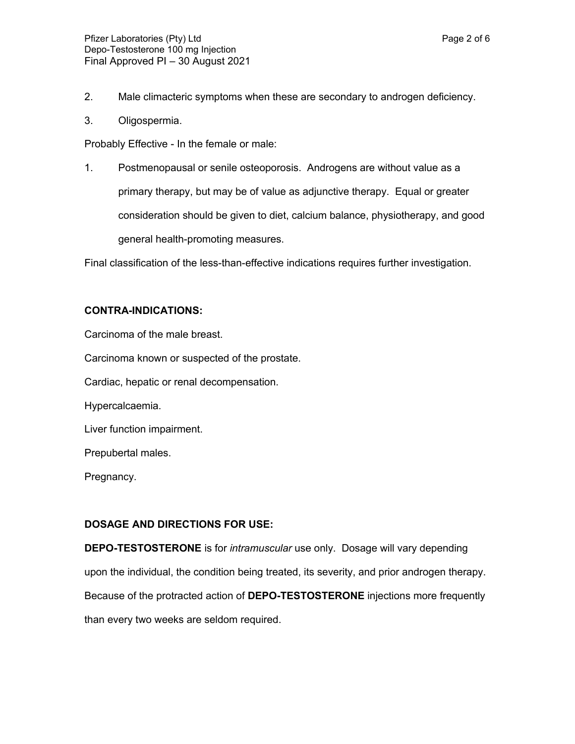2. Male climacteric symptoms when these are secondary to androgen deficiency.
3. Oligospermia.

Probably Effective - In the female or male:

1. Postmenopausal or senile osteoporosis. Androgens are without value as a primary therapy, but may be of value as adjunctive therapy. Equal or greater consideration should be given to diet, calcium balance, physiotherapy, and good general health-promoting measures.

Final classification of the less-than-effective indications requires further investigation.

## CONTRA-INDICATIONS:

Carcinoma of the male breast.

Carcinoma known or suspected of the prostate.

Cardiac, hepatic or renal decompensation.

Hypercalcaemia.

Liver function impairment.

Prepubertal males.

Pregnancy.

## DOSAGE AND DIRECTIONS FOR USE:

**DEPO-TESTOSTERONE** is for *intramuscular* use only. Dosage will vary depending upon the individual, the condition being treated, its severity, and prior androgen therapy. Because of the protracted action of **DEPO-TESTOSTERONE** injections more frequently than every two weeks are seldom required.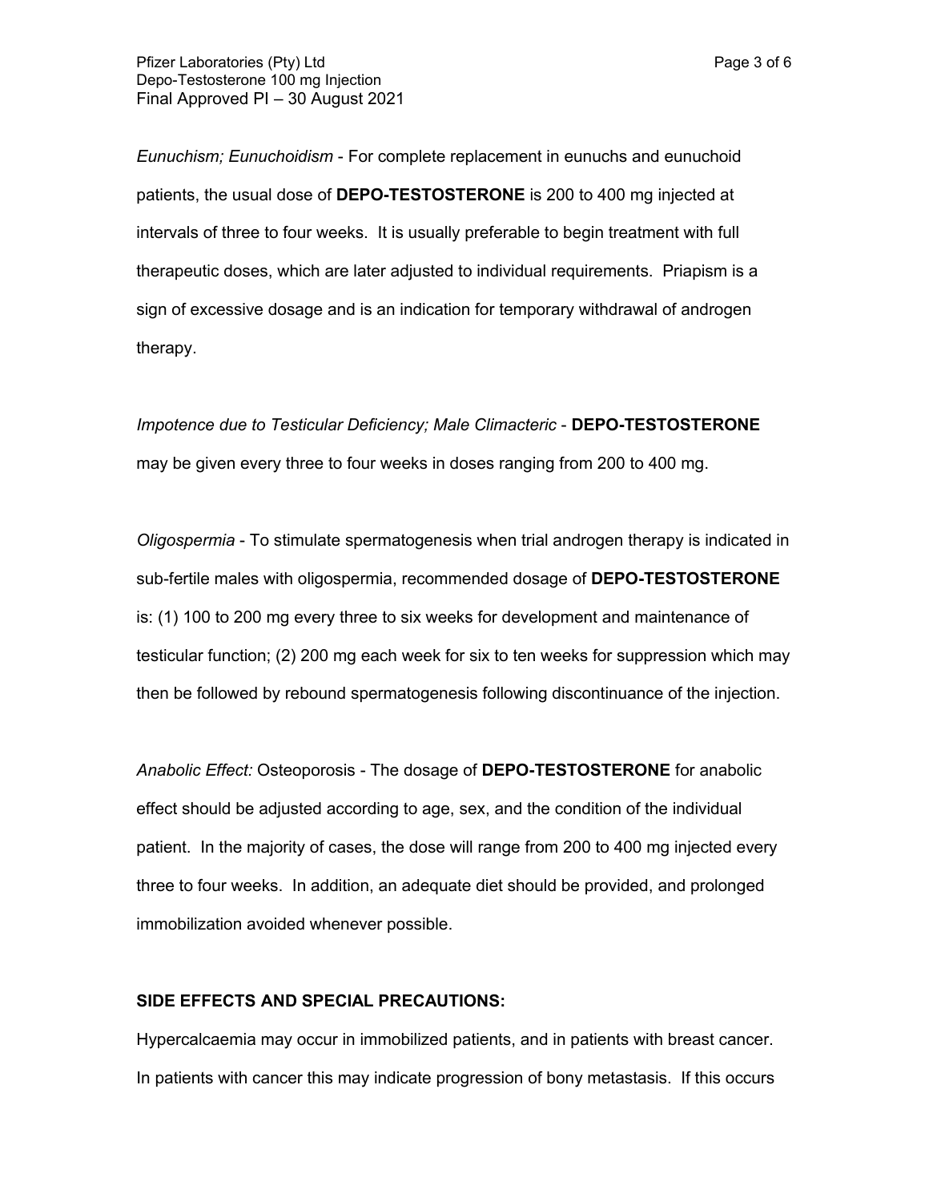*Eunuchism; Eunuchoidism* - For complete replacement in eunuchs and eunuchoid patients, the usual dose of **DEPO-TESTOSTERONE** is 200 to 400 mg injected at intervals of three to four weeks. It is usually preferable to begin treatment with full therapeutic doses, which are later adjusted to individual requirements. Priapism is a sign of excessive dosage and is an indication for temporary withdrawal of androgen therapy.

*Impotence due to Testicular Deficiency; Male Climacteric* - **DEPO-TESTOSTERONE** may be given every three to four weeks in doses ranging from 200 to 400 mg.

*Oligospermia* - To stimulate spermatogenesis when trial androgen therapy is indicated in sub-fertile males with oligospermia, recommended dosage of **DEPO-TESTOSTERONE** is: (1) 100 to 200 mg every three to six weeks for development and maintenance of testicular function; (2) 200 mg each week for six to ten weeks for suppression which may then be followed by rebound spermatogenesis following discontinuance of the injection.

*Anabolic Effect:* Osteoporosis - The dosage of **DEPO-TESTOSTERONE** for anabolic effect should be adjusted according to age, sex, and the condition of the individual patient. In the majority of cases, the dose will range from 200 to 400 mg injected every three to four weeks. In addition, an adequate diet should be provided, and prolonged immobilization avoided whenever possible.

**SIDE EFFECTS AND SPECIAL PRECAUTIONS:**

Hypercalcaemia may occur in immobilized patients, and in patients with breast cancer. In patients with cancer this may indicate progression of bony metastasis. If this occurs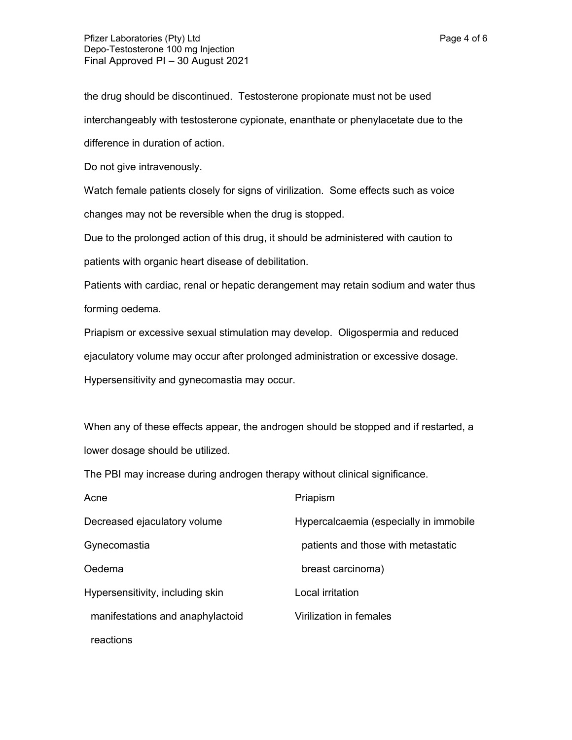the drug should be discontinued. Testosterone propionate must not be used interchangeably with testosterone cypionate, enanthate or phenylacetate due to the difference in duration of action.

Do not give intravenously.

Watch female patients closely for signs of virilization. Some effects such as voice changes may not be reversible when the drug is stopped.

Due to the prolonged action of this drug, it should be administered with caution to patients with organic heart disease of debilitation.

Patients with cardiac, renal or hepatic derangement may retain sodium and water thus forming oedema.

Priapism or excessive sexual stimulation may develop. Oligospermia and reduced ejaculatory volume may occur after prolonged administration or excessive dosage. Hypersensitivity and gynecomastia may occur.

When any of these effects appear, the androgen should be stopped and if restarted, a lower dosage should be utilized.

The PBI may increase during androgen therapy without clinical significance.

Acne

Decreased ejaculatory volume

Gynecomastia

Oedema

Hypersensitivity, including skin manifestations and anaphylactoid reactions

Priapism

Hypercalcaemia (especially in immobile patients and those with metastatic breast carcinoma)

Local irritation

Virilization in females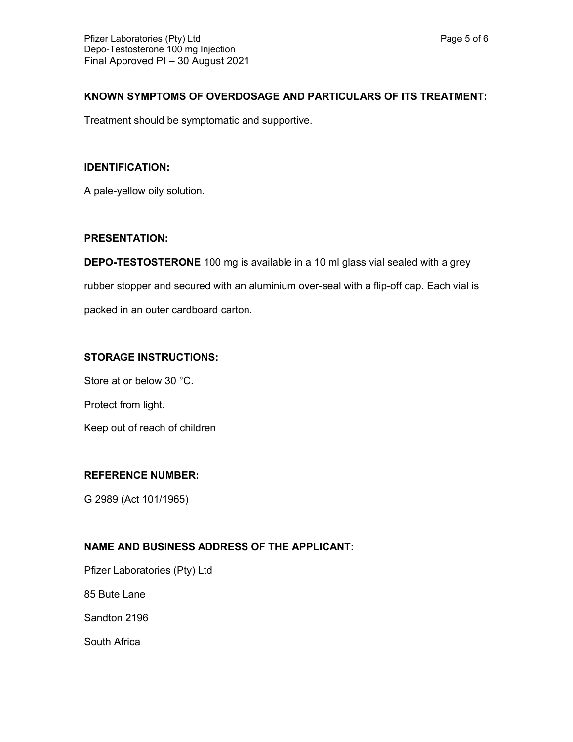## KNOWN SYMPTOMS OF OVERDOSAGE AND PARTICULARS OF ITS TREATMENT:

Treatment should be symptomatic and supportive.

## IDENTIFICATION:

A pale-yellow oily solution.

## PRESENTATION:

**DEPO-TESTOSTERONE** 100 mg is available in a 10 ml glass vial sealed with a grey rubber stopper and secured with an aluminium over-seal with a flip-off cap. Each vial is packed in an outer cardboard carton.

## STORAGE INSTRUCTIONS:

Store at or below 30 °C.

Protect from light.

Keep out of reach of children

## REFERENCE NUMBER:

G 2989 (Act 101/1965)

## NAME AND BUSINESS ADDRESS OF THE APPLICANT:

Pfizer Laboratories (Pty) Ltd

85 Bute Lane

Sandton 2196

South Africa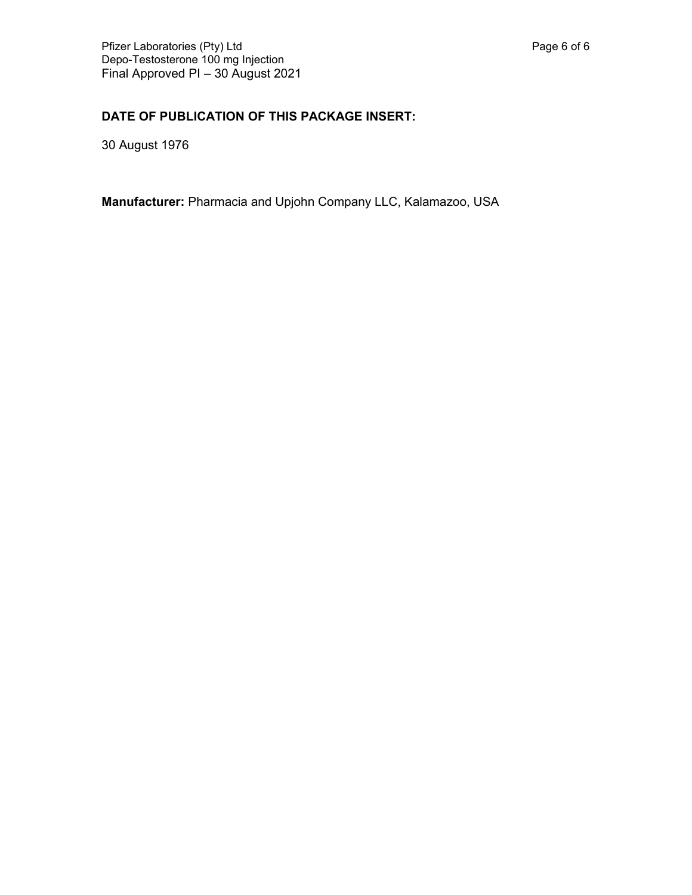**DATE OF PUBLICATION OF THIS PACKAGE INSERT:**

30 August 1976

**Manufacturer:** Pharmacia and Upjohn Company LLC, Kalamazoo, USA